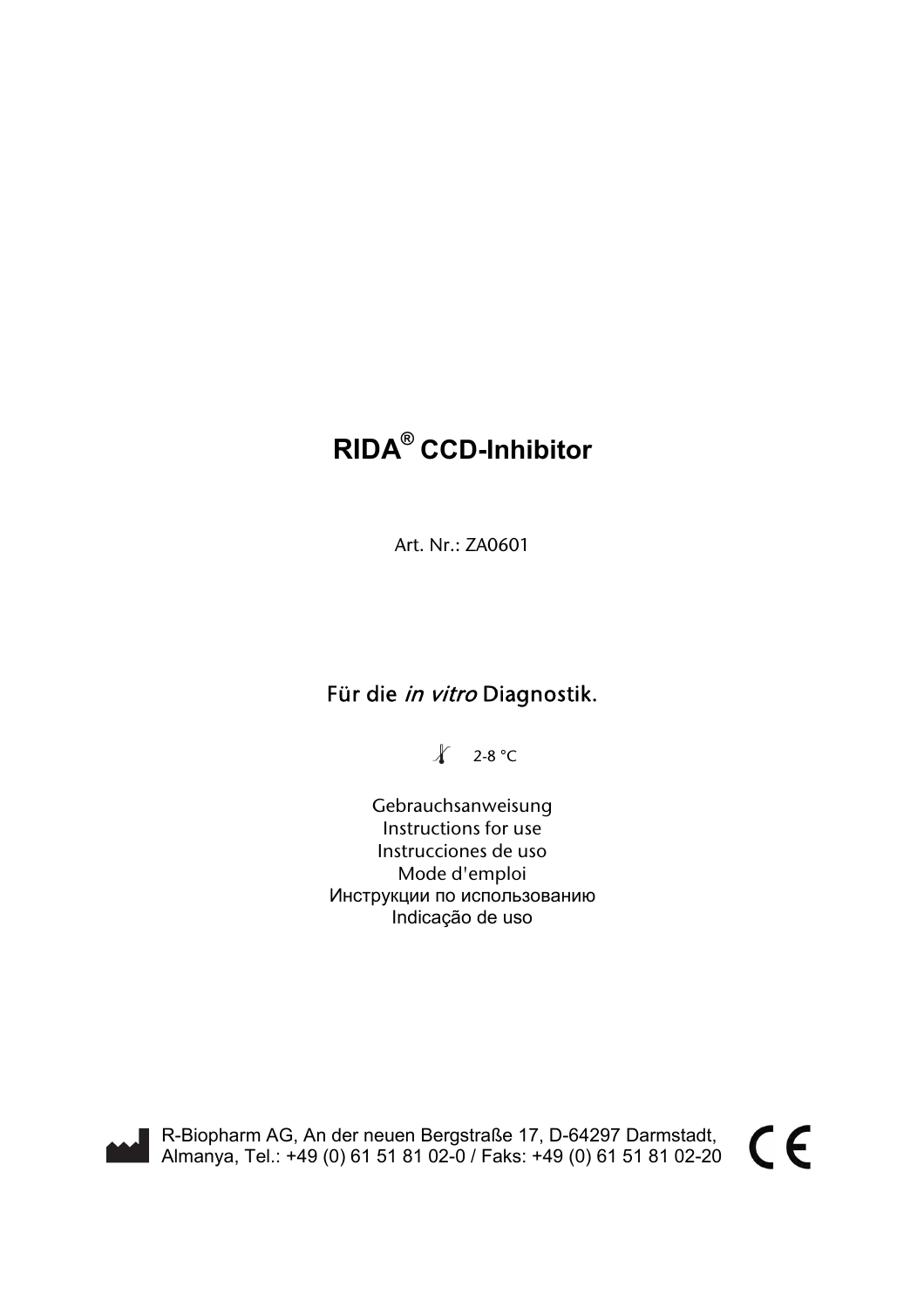# RIDA® CCD-Inhibitor

Art. Nr.: ZA0601

Für die *in vitro* Diagnostik.

2-8 °C

Gebrauchsanweisung
Instructions for use
Instrucciones de uso
Mode d'emploi
Инструкции по использованию
Indicação de uso

R-Biopharm AG, An der neuen Bergstraße 17, D-64297 Darmstadt, Almanya, Tel.: +49 (0) 61 51 81 02-0 / Faks: +49 (0) 61 51 81 02-20

CE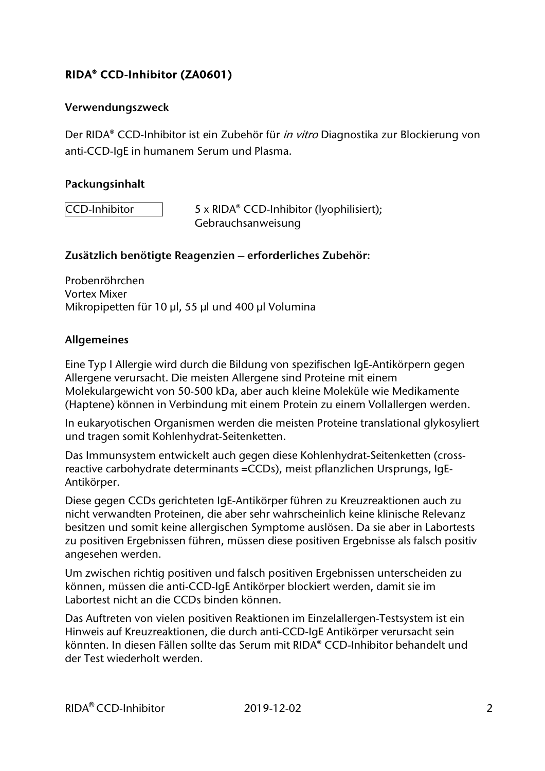## RIDA® CCD-Inhibitor (ZA0601)

### Verwendungszweck

Der RIDA® CCD-Inhibitor ist ein Zubehör für *in vitro* Diagnostika zur Blockierung von anti-CCD-IgE in humanem Serum und Plasma.

### Packungsinhalt

| CCD-Inhibitor | 5 x RIDA® CCD-Inhibitor (lyophilisiert); Gebrauchsanweisung |
|---|---|

### Zusätzlich benötigte Reagenzien – erforderliches Zubehör:

Probenröhrchen
Vortex Mixer
Mikropipetten für 10 µl, 55 µl und 400 µl Volumina

### Allgemeines

Eine Typ I Allergie wird durch die Bildung von spezifischen IgE-Antikörpern gegen Allergene verursacht. Die meisten Allergene sind Proteine mit einem Molekulargewicht von 50-500 kDa, aber auch kleine Moleküle wie Medikamente (Haptene) können in Verbindung mit einem Protein zu einem Vollallergen werden.

In eukaryotischen Organismen werden die meisten Proteine translational glykosyliert und tragen somit Kohlenhydrat-Seitenketten.

Das Immunsystem entwickelt auch gegen diese Kohlenhydrat-Seitenketten (cross-reactive carbohydrate determinants =CCDs), meist pflanzlichen Ursprungs, IgE-Antikörper.

Diese gegen CCDs gerichteten IgE-Antikörper führen zu Kreuzreaktionen auch zu nicht verwandten Proteinen, die aber sehr wahrscheinlich keine klinische Relevanz besitzen und somit keine allergischen Symptome auslösen. Da sie aber in Labortests zu positiven Ergebnissen führen, müssen diese positiven Ergebnisse als falsch positiv angesehen werden.

Um zwischen richtig positiven und falsch positiven Ergebnissen unterscheiden zu können, müssen die anti-CCD-IgE Antikörper blockiert werden, damit sie im Labortest nicht an die CCDs binden können.

Das Auftreten von vielen positiven Reaktionen im Einzelallergen-Testsystem ist ein Hinweis auf Kreuzreaktionen, die durch anti-CCD-IgE Antikörper verursacht sein könnten. In diesen Fällen sollte das Serum mit RIDA® CCD-Inhibitor behandelt und der Test wiederholt werden.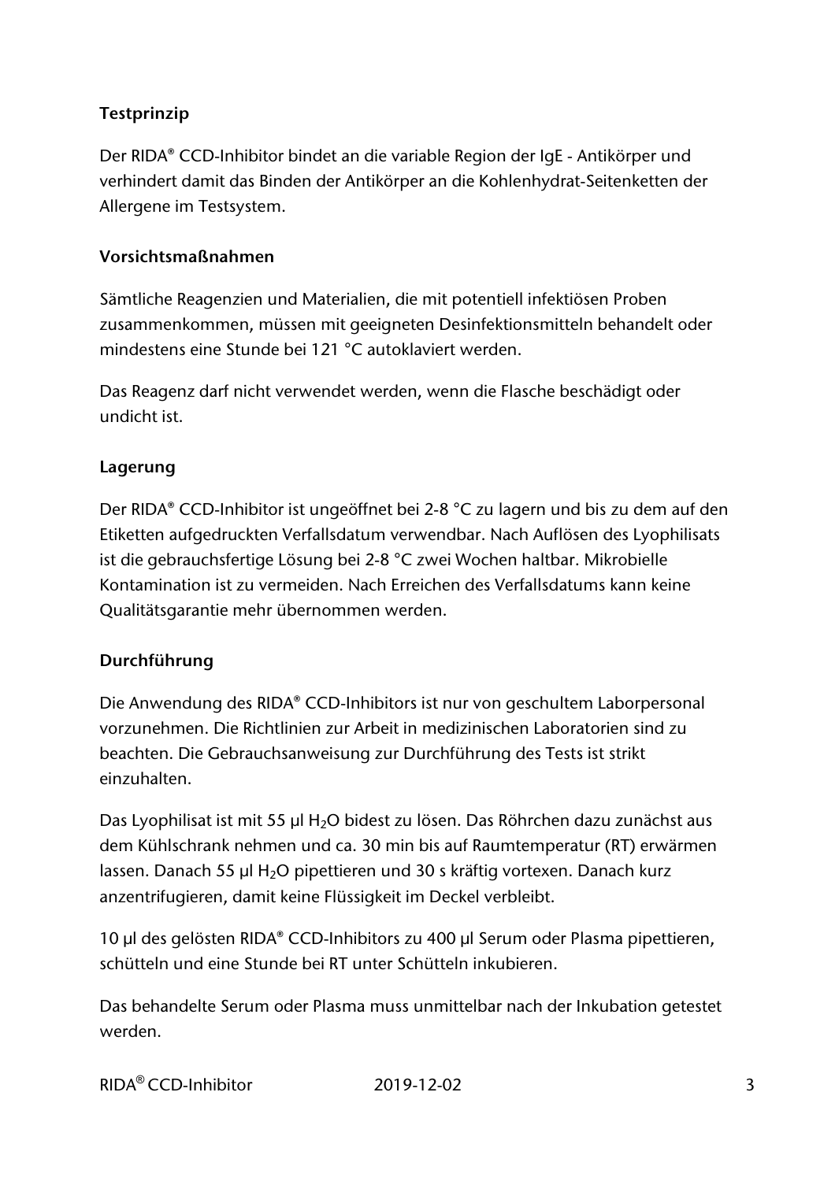## Testprinzip

Der RIDA® CCD-Inhibitor bindet an die variable Region der IgE - Antikörper und verhindert damit das Binden der Antikörper an die Kohlenhydrat-Seitenketten der Allergene im Testsystem.

## Vorsichtsmaßnahmen

Sämtliche Reagenzien und Materialien, die mit potentiell infektiösen Proben zusammenkommen, müssen mit geeigneten Desinfektionsmitteln behandelt oder mindestens eine Stunde bei 121 °C autoklaviert werden.

Das Reagenz darf nicht verwendet werden, wenn die Flasche beschädigt oder undicht ist.

## Lagerung

Der RIDA® CCD-Inhibitor ist ungeöffnet bei 2-8 °C zu lagern und bis zu dem auf den Etiketten aufgedruckten Verfallsdatum verwendbar. Nach Auflösen des Lyophilisats ist die gebrauchsfertige Lösung bei 2-8 °C zwei Wochen haltbar. Mikrobielle Kontamination ist zu vermeiden. Nach Erreichen des Verfallsdatums kann keine Qualitätsgarantie mehr übernommen werden.

## Durchführung

Die Anwendung des RIDA® CCD-Inhibitors ist nur von geschultem Laborpersonal vorzunehmen. Die Richtlinien zur Arbeit in medizinischen Laboratorien sind zu beachten. Die Gebrauchsanweisung zur Durchführung des Tests ist strikt einzuhalten.

Das Lyophilisat ist mit 55 µl $H_2O$ bidest zu lösen. Das Röhrchen dazu zunächst aus dem Kühlschrank nehmen und ca. 30 min bis auf Raumtemperatur (RT) erwärmen lassen. Danach 55 µl $H_2O$ pipettieren und 30 s kräftig vortexen. Danach kurz anzentrifugieren, damit keine Flüssigkeit im Deckel verbleibt.

10 µl des gelösten RIDA® CCD-Inhibitors zu 400 µl Serum oder Plasma pipettieren, schütteln und eine Stunde bei RT unter Schütteln inkubieren.

Das behandelte Serum oder Plasma muss unmittelbar nach der Inkubation getestet werden.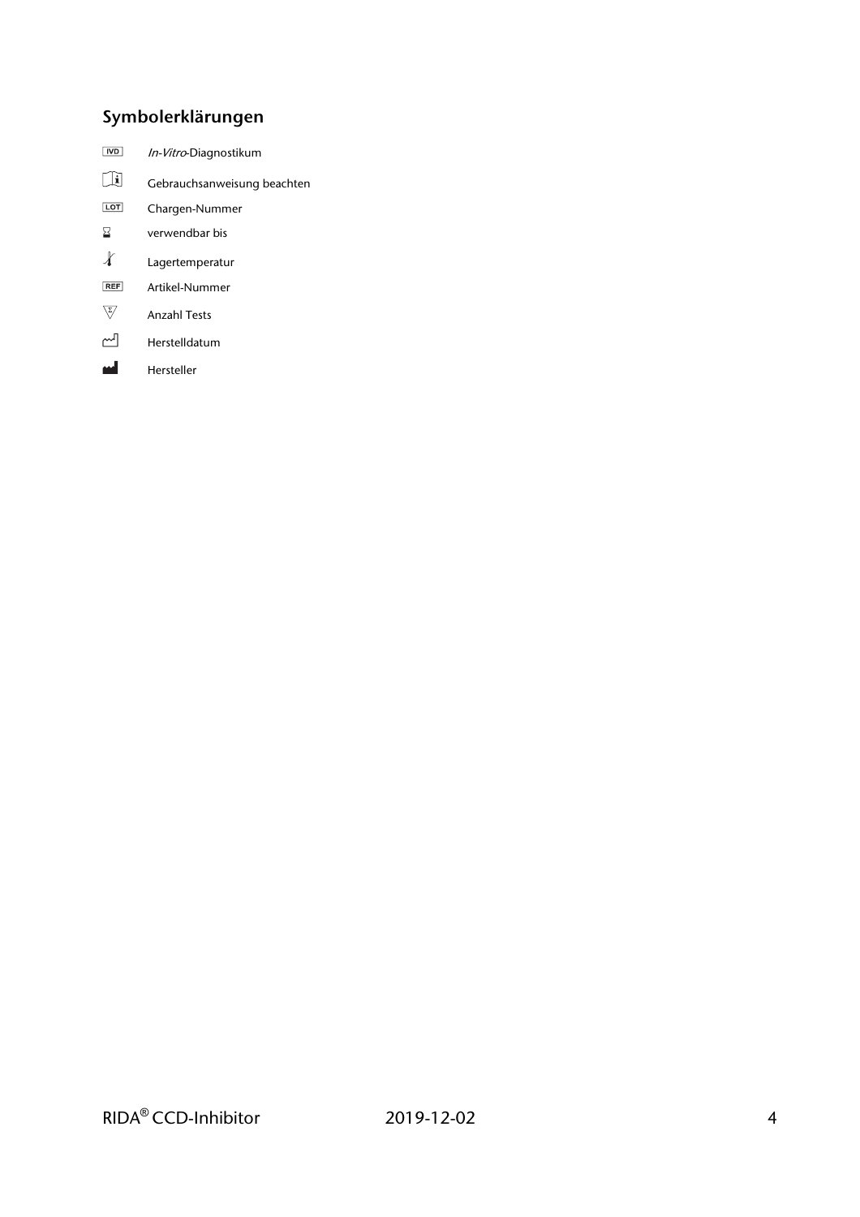## Symbolerklärungen

| Symbol | Bedeutung |
| --- | --- |
| IVD | *In-Vitro*-Diagnostikum |
| i | Gebrauchsanweisung beachten |
| LOT | Chargen-Nummer |
| ⌛ | verwendbar bis |
| 🌡 | Lagertemperatur |
| REF | Artikel-Nummer |
| Σ | Anzahl Tests |
| 🏭 | Herstelldatum |
| 🏭 | Hersteller |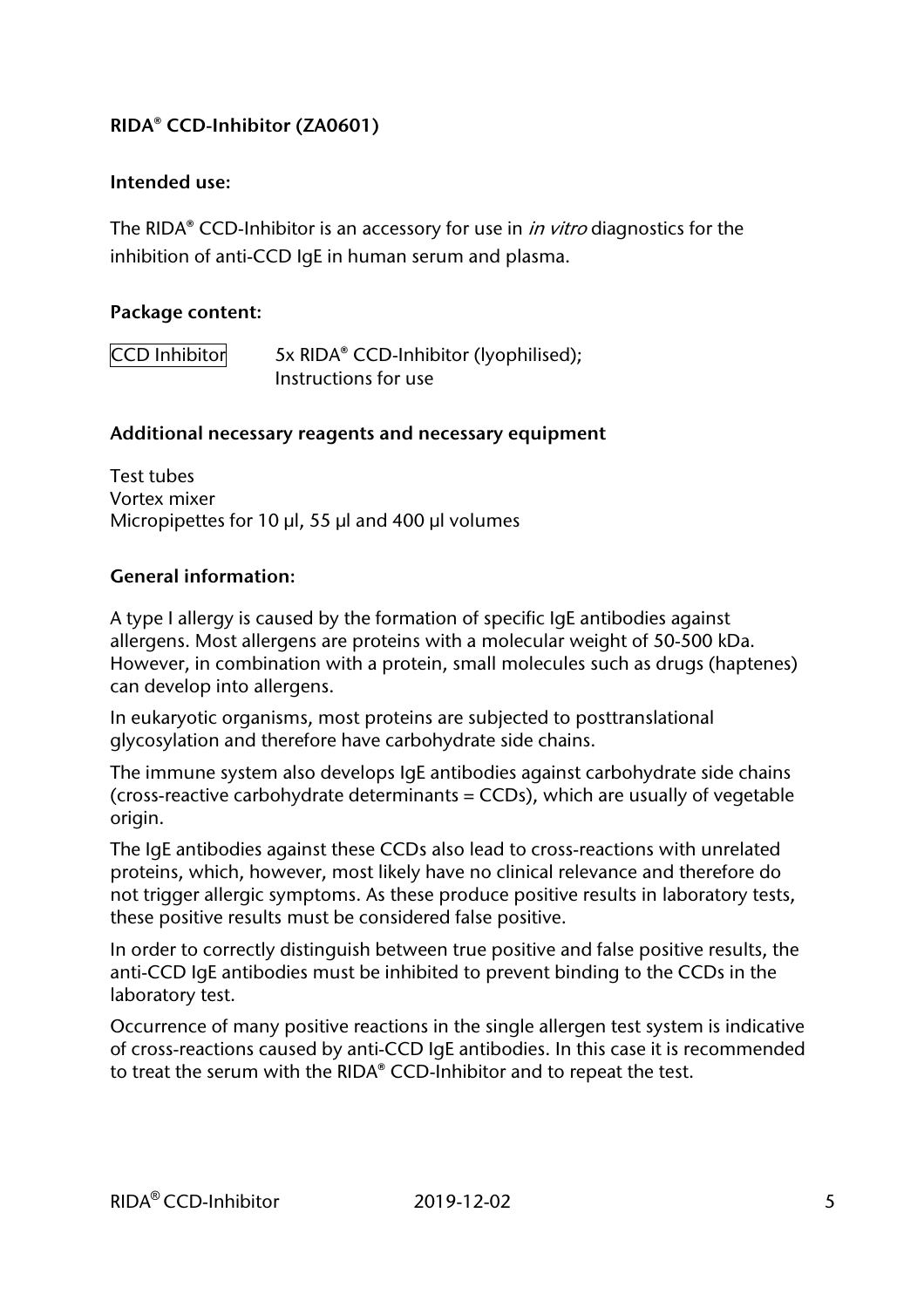## RIDA® CCD-Inhibitor (ZA0601)

### Intended use:

The RIDA® CCD-Inhibitor is an accessory for use in *in vitro* diagnostics for the inhibition of anti-CCD IgE in human serum and plasma.

### Package content:

| | |
|---|---|
| CCD Inhibitor | 5x RIDA® CCD-Inhibitor (lyophilised); Instructions for use |

### Additional necessary reagents and necessary equipment

Test tubes
Vortex mixer
Micropipettes for 10 µl, 55 µl and 400 µl volumes

### General information:

A type I allergy is caused by the formation of specific IgE antibodies against allergens. Most allergens are proteins with a molecular weight of 50-500 kDa. However, in combination with a protein, small molecules such as drugs (haptenes) can develop into allergens.

In eukaryotic organisms, most proteins are subjected to posttranslational glycosylation and therefore have carbohydrate side chains.

The immune system also develops IgE antibodies against carbohydrate side chains (cross-reactive carbohydrate determinants = CCDs), which are usually of vegetable origin.

The IgE antibodies against these CCDs also lead to cross-reactions with unrelated proteins, which, however, most likely have no clinical relevance and therefore do not trigger allergic symptoms. As these produce positive results in laboratory tests, these positive results must be considered false positive.

In order to correctly distinguish between true positive and false positive results, the anti-CCD IgE antibodies must be inhibited to prevent binding to the CCDs in the laboratory test.

Occurrence of many positive reactions in the single allergen test system is indicative of cross-reactions caused by anti-CCD IgE antibodies. In this case it is recommended to treat the serum with the RIDA® CCD-Inhibitor and to repeat the test.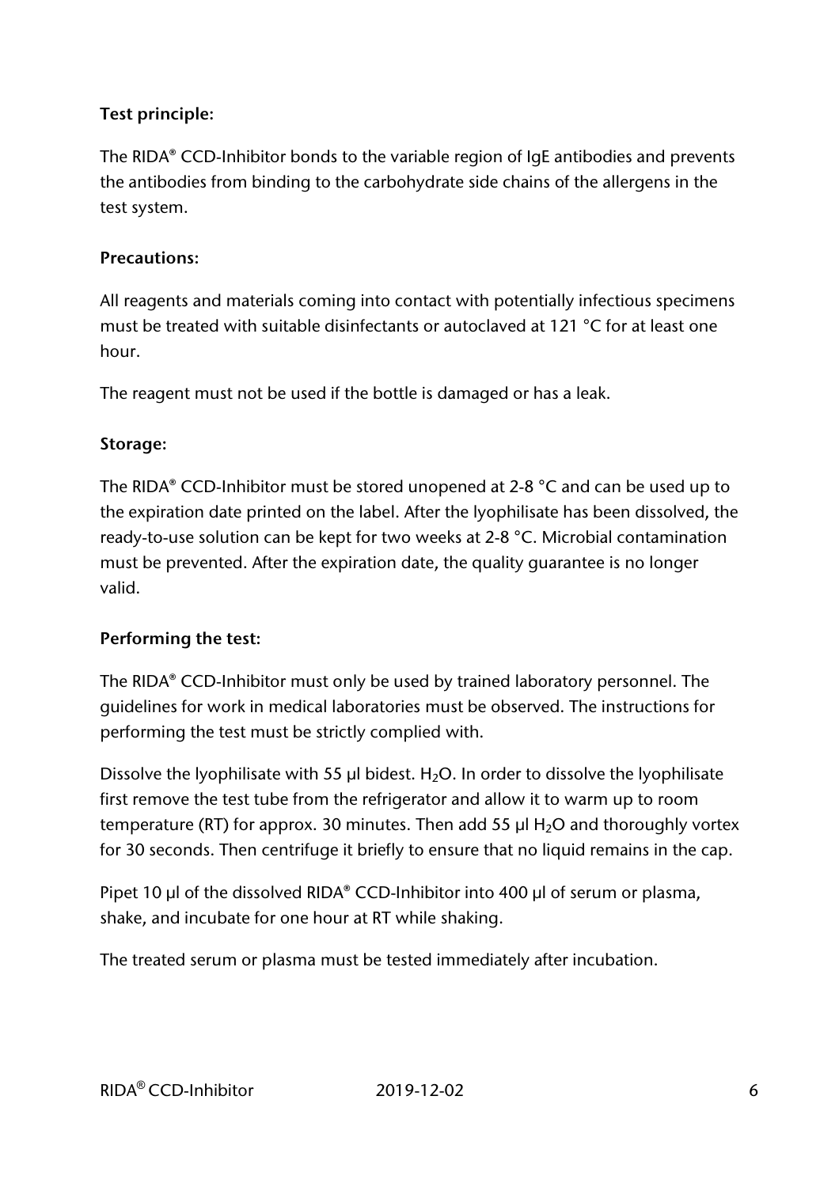**Test principle:**

The RIDA® CCD-Inhibitor bonds to the variable region of IgE antibodies and prevents the antibodies from binding to the carbohydrate side chains of the allergens in the test system.

**Precautions:**

All reagents and materials coming into contact with potentially infectious specimens must be treated with suitable disinfectants or autoclaved at 121 °C for at least one hour.

The reagent must not be used if the bottle is damaged or has a leak.

**Storage:**

The RIDA® CCD-Inhibitor must be stored unopened at 2-8 °C and can be used up to the expiration date printed on the label. After the lyophilisate has been dissolved, the ready-to-use solution can be kept for two weeks at 2-8 °C. Microbial contamination must be prevented. After the expiration date, the quality guarantee is no longer valid.

**Performing the test:**

The RIDA® CCD-Inhibitor must only be used by trained laboratory personnel. The guidelines for work in medical laboratories must be observed. The instructions for performing the test must be strictly complied with.

Dissolve the lyophilisate with 55 µl bidest. $H_2O$. In order to dissolve the lyophilisate first remove the test tube from the refrigerator and allow it to warm up to room temperature (RT) for approx. 30 minutes. Then add 55 µl $H_2O$ and thoroughly vortex for 30 seconds. Then centrifuge it briefly to ensure that no liquid remains in the cap.

Pipet 10 µl of the dissolved RIDA® CCD-Inhibitor into 400 µl of serum or plasma, shake, and incubate for one hour at RT while shaking.

The treated serum or plasma must be tested immediately after incubation.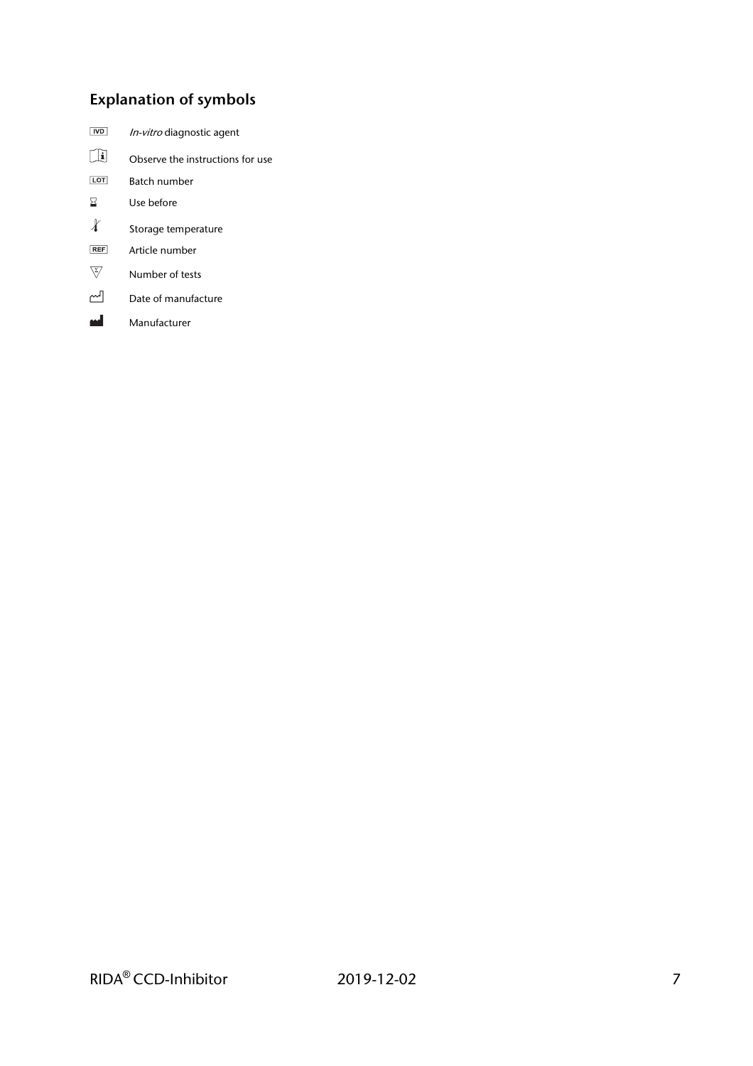## Explanation of symbols

| | |
|---|---|
| IVD | *In-vitro* diagnostic agent |
| 🕮 | Observe the instructions for use |
| LOT | Batch number |
| ⌛ | Use before |
| 🌡 | Storage temperature |
| REF | Article number |
| Σ | Number of tests |
| 📅 | Date of manufacture |
| 🏭 | Manufacturer |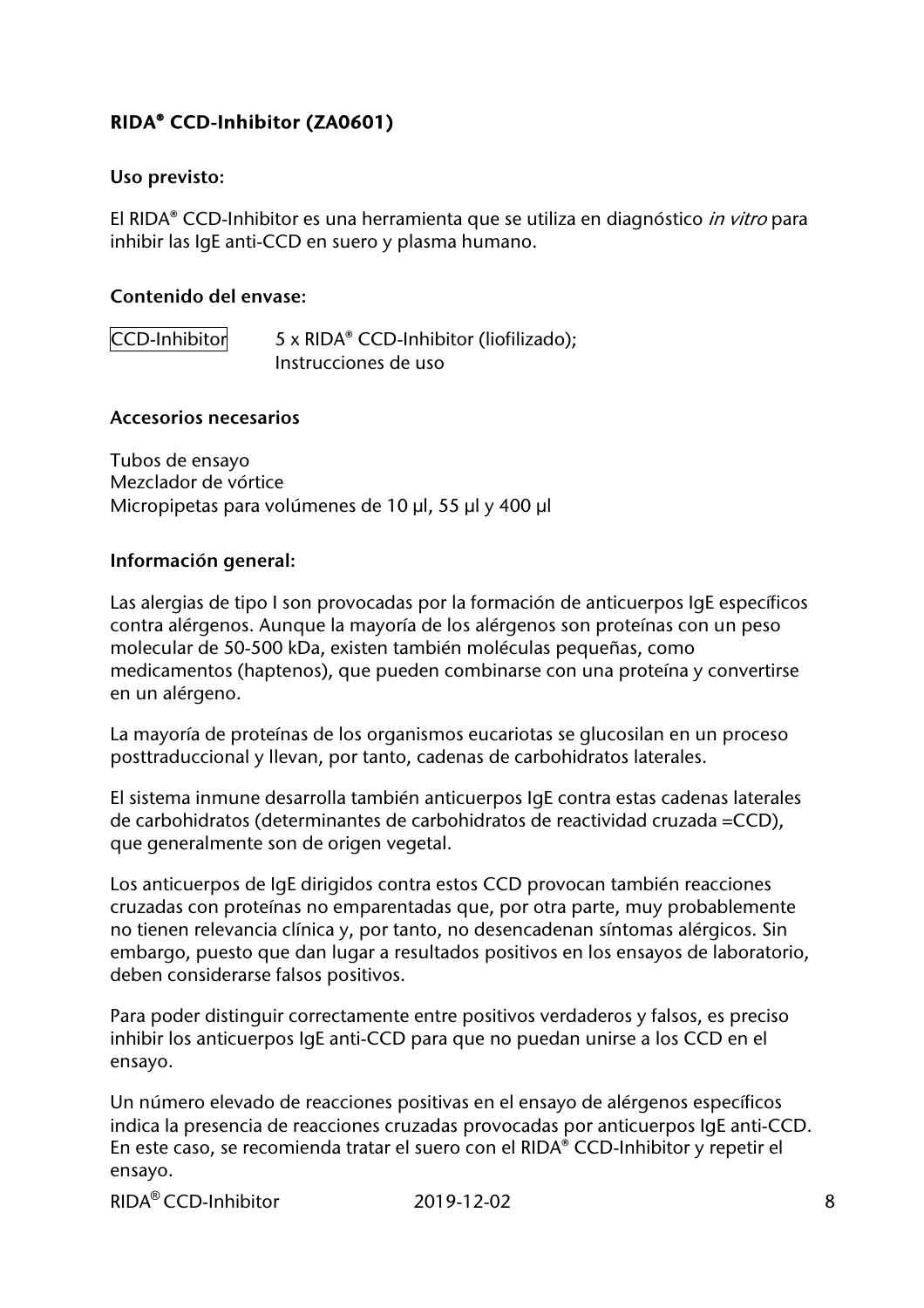## RIDA® CCD-Inhibitor (ZA0601)

### Uso previsto:

El RIDA® CCD-Inhibitor es una herramienta que se utiliza en diagnóstico *in vitro* para inhibir las IgE anti-CCD en suero y plasma humano.

### Contenido del envase:

| CCD-Inhibitor | 5 x RIDA® CCD-Inhibitor (liofilizado); Instrucciones de uso |
|---|---|

### Accesorios necesarios

Tubos de ensayo
Mezclador de vórtice
Micropipetas para volúmenes de 10 µl, 55 µl y 400 µl

### Información general:

Las alergias de tipo I son provocadas por la formación de anticuerpos IgE específicos contra alérgenos. Aunque la mayoría de los alérgenos son proteínas con un peso molecular de 50-500 kDa, existen también moléculas pequeñas, como medicamentos (haptenos), que pueden combinarse con una proteína y convertirse en un alérgeno.

La mayoría de proteínas de los organismos eucariotas se glucosilan en un proceso posttraduccional y llevan, por tanto, cadenas de carbohidratos laterales.

El sistema inmune desarrolla también anticuerpos IgE contra estas cadenas laterales de carbohidratos (determinantes de carbohidratos de reactividad cruzada =CCD), que generalmente son de origen vegetal.

Los anticuerpos de IgE dirigidos contra estos CCD provocan también reacciones cruzadas con proteínas no emparentadas que, por otra parte, muy probablemente no tienen relevancia clínica y, por tanto, no desencadenan síntomas alérgicos. Sin embargo, puesto que dan lugar a resultados positivos en los ensayos de laboratorio, deben considerarse falsos positivos.

Para poder distinguir correctamente entre positivos verdaderos y falsos, es preciso inhibir los anticuerpos IgE anti-CCD para que no puedan unirse a los CCD en el ensayo.

Un número elevado de reacciones positivas en el ensayo de alérgenos específicos indica la presencia de reacciones cruzadas provocadas por anticuerpos IgE anti-CCD. En este caso, se recomienda tratar el suero con el RIDA® CCD-Inhibitor y repetir el ensayo.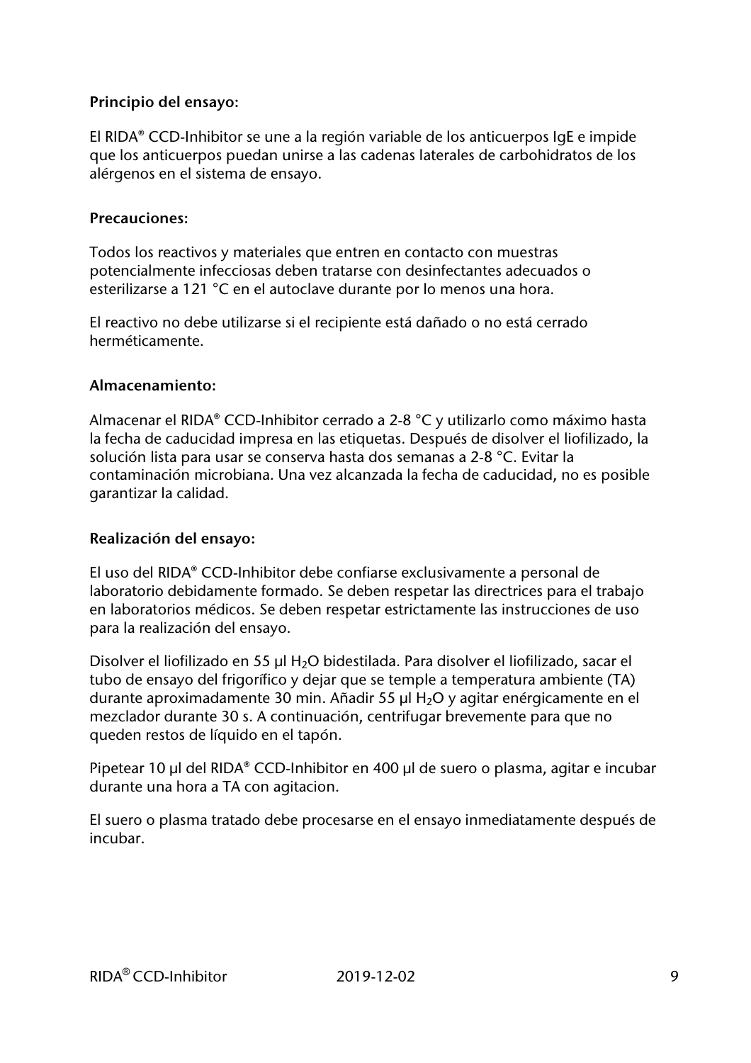**Principio del ensayo:**

El RIDA® CCD-Inhibitor se une a la región variable de los anticuerpos IgE e impide que los anticuerpos puedan unirse a las cadenas laterales de carbohidratos de los alérgenos en el sistema de ensayo.

**Precauciones:**

Todos los reactivos y materiales que entren en contacto con muestras potencialmente infecciosas deben tratarse con desinfectantes adecuados o esterilizarse a 121 °C en el autoclave durante por lo menos una hora.

El reactivo no debe utilizarse si el recipiente está dañado o no está cerrado herméticamente.

**Almacenamiento:**

Almacenar el RIDA® CCD-Inhibitor cerrado a 2-8 °C y utilizarlo como máximo hasta la fecha de caducidad impresa en las etiquetas. Después de disolver el liofilizado, la solución lista para usar se conserva hasta dos semanas a 2-8 °C. Evitar la contaminación microbiana. Una vez alcanzada la fecha de caducidad, no es posible garantizar la calidad.

**Realización del ensayo:**

El uso del RIDA® CCD-Inhibitor debe confiarse exclusivamente a personal de laboratorio debidamente formado. Se deben respetar las directrices para el trabajo en laboratorios médicos. Se deben respetar estrictamente las instrucciones de uso para la realización del ensayo.

Disolver el liofilizado en 55 µl $H_2O$ bidestilada. Para disolver el liofilizado, sacar el tubo de ensayo del frigorífico y dejar que se temple a temperatura ambiente (TA) durante aproximadamente 30 min. Añadir 55 µl $H_2O$ y agitar enérgicamente en el mezclador durante 30 s. A continuación, centrifugar brevemente para que no queden restos de líquido en el tapón.

Pipetear 10 µl del RIDA® CCD-Inhibitor en 400 µl de suero o plasma, agitar e incubar durante una hora a TA con agitacion.

El suero o plasma tratado debe procesarse en el ensayo inmediatamente después de incubar.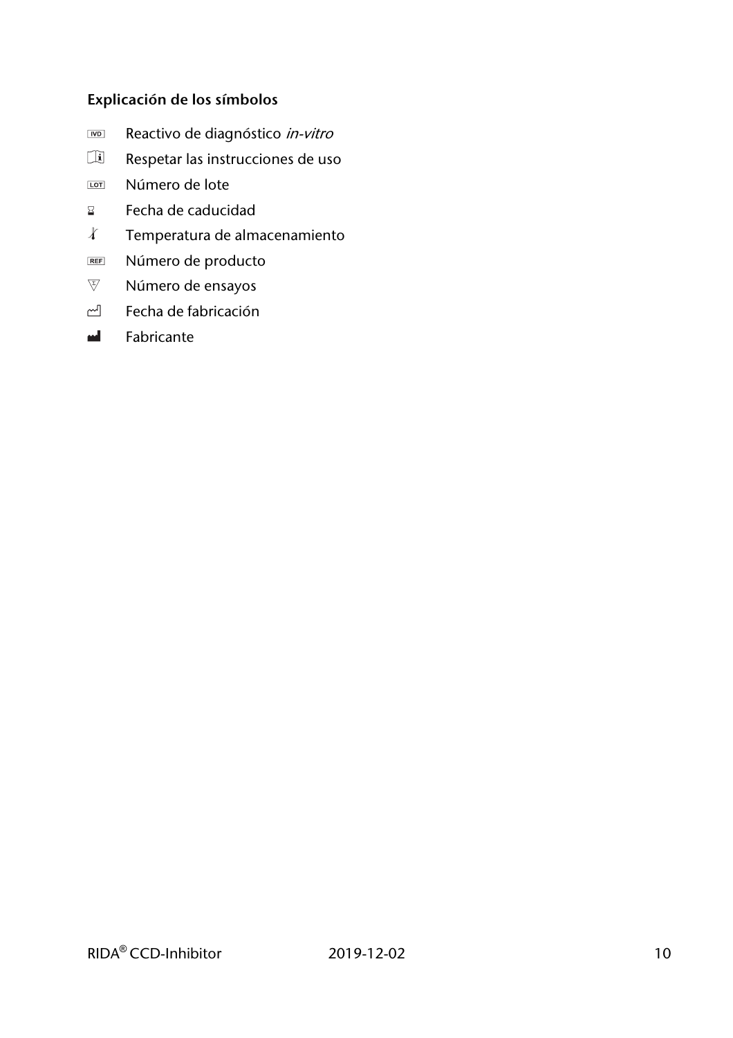### Explicación de los símbolos

- IVD Reactivo de diagnóstico *in-vitro*
- Respetar las instrucciones de uso
- LOT Número de lote
- Fecha de caducidad
- Temperatura de almacenamiento
- REF Número de producto
- Número de ensayos
- Fecha de fabricación
- Fabricante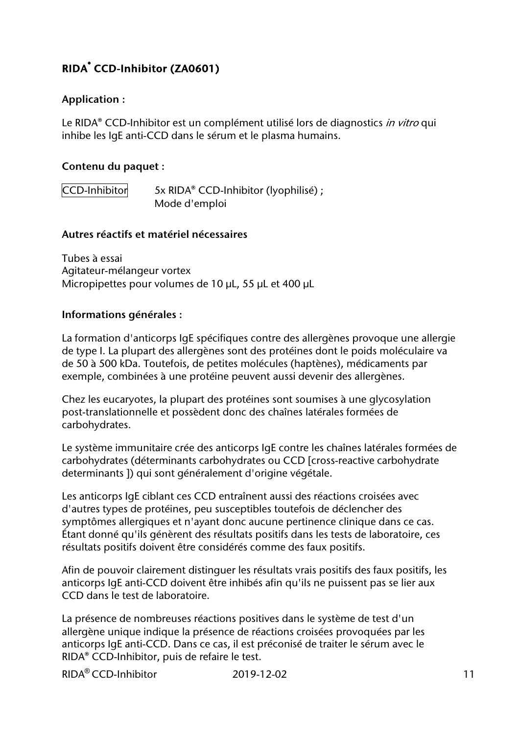## RIDA® CCD-Inhibitor (ZA0601)

### Application :

Le RIDA® CCD-Inhibitor est un complément utilisé lors de diagnostics *in vitro* qui inhibe les IgE anti-CCD dans le sérum et le plasma humains.

### Contenu du paquet :

| | |
|---|---|
| CCD-Inhibitor | 5x RIDA® CCD-Inhibitor (lyophilisé) ;<br>Mode d'emploi |

### Autres réactifs et matériel nécessaires

Tubes à essai
Agitateur-mélangeur vortex
Micropipettes pour volumes de 10 µL, 55 µL et 400 µL

### Informations générales :

La formation d'anticorps IgE spécifiques contre des allergènes provoque une allergie de type I. La plupart des allergènes sont des protéines dont le poids moléculaire va de 50 à 500 kDa. Toutefois, de petites molécules (haptènes), médicaments par exemple, combinées à une protéine peuvent aussi devenir des allergènes.

Chez les eucaryotes, la plupart des protéines sont soumises à une glycosylation post-translationnelle et possèdent donc des chaînes latérales formées de carbohydrates.

Le système immunitaire crée des anticorps IgE contre les chaînes latérales formées de carbohydrates (déterminants carbohydrates ou CCD [cross-reactive carbohydrate determinants ]) qui sont généralement d'origine végétale.

Les anticorps IgE ciblant ces CCD entraînent aussi des réactions croisées avec d'autres types de protéines, peu susceptibles toutefois de déclencher des symptômes allergiques et n'ayant donc aucune pertinence clinique dans ce cas. Étant donné qu'ils génèrent des résultats positifs dans les tests de laboratoire, ces résultats positifs doivent être considérés comme des faux positifs.

Afin de pouvoir clairement distinguer les résultats vrais positifs des faux positifs, les anticorps IgE anti-CCD doivent être inhibés afin qu'ils ne puissent pas se lier aux CCD dans le test de laboratoire.

La présence de nombreuses réactions positives dans le système de test d'un allergène unique indique la présence de réactions croisées provoquées par les anticorps IgE anti-CCD. Dans ce cas, il est préconisé de traiter le sérum avec le RIDA® CCD-Inhibitor, puis de refaire le test.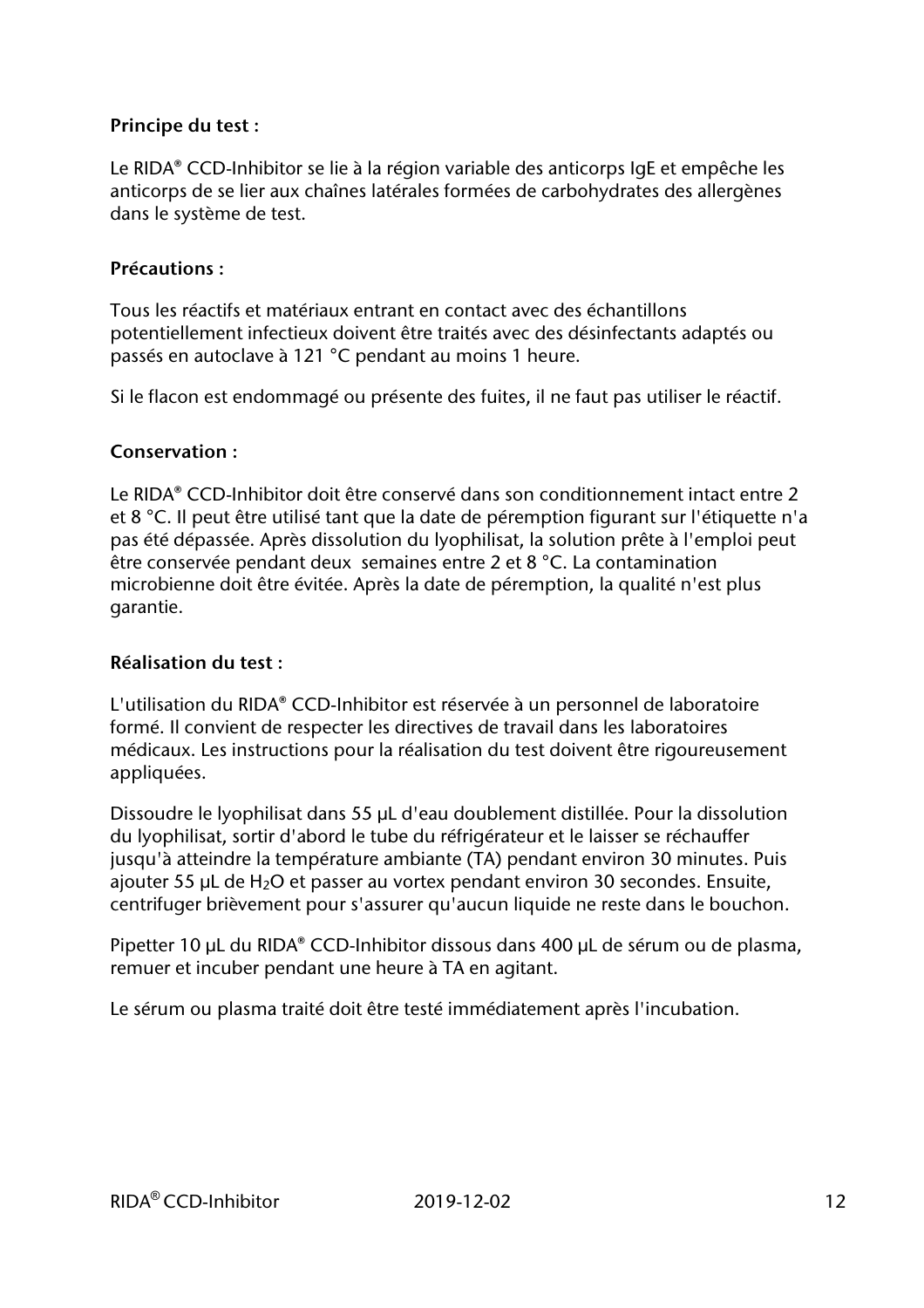**Principe du test :**

Le RIDA® CCD-Inhibitor se lie à la région variable des anticorps IgE et empêche les anticorps de se lier aux chaînes latérales formées de carbohydrates des allergènes dans le système de test.

**Précautions :**

Tous les réactifs et matériaux entrant en contact avec des échantillons potentiellement infectieux doivent être traités avec des désinfectants adaptés ou passés en autoclave à 121 °C pendant au moins 1 heure.

Si le flacon est endommagé ou présente des fuites, il ne faut pas utiliser le réactif.

**Conservation :**

Le RIDA® CCD-Inhibitor doit être conservé dans son conditionnement intact entre 2 et 8 °C. Il peut être utilisé tant que la date de péremption figurant sur l'étiquette n'a pas été dépassée. Après dissolution du lyophilisat, la solution prête à l'emploi peut être conservée pendant deux semaines entre 2 et 8 °C. La contamination microbienne doit être évitée. Après la date de péremption, la qualité n'est plus garantie.

**Réalisation du test :**

L'utilisation du RIDA® CCD-Inhibitor est réservée à un personnel de laboratoire formé. Il convient de respecter les directives de travail dans les laboratoires médicaux. Les instructions pour la réalisation du test doivent être rigoureusement appliquées.

Dissoudre le lyophilisat dans 55 µL d'eau doublement distillée. Pour la dissolution du lyophilisat, sortir d'abord le tube du réfrigérateur et le laisser se réchauffer jusqu'à atteindre la température ambiante (TA) pendant environ 30 minutes. Puis ajouter 55 µL de $H_2O$ et passer au vortex pendant environ 30 secondes. Ensuite, centrifuger brièvement pour s'assurer qu'aucun liquide ne reste dans le bouchon.

Pipetter 10 µL du RIDA® CCD-Inhibitor dissous dans 400 µL de sérum ou de plasma, remuer et incuber pendant une heure à TA en agitant.

Le sérum ou plasma traité doit être testé immédiatement après l'incubation.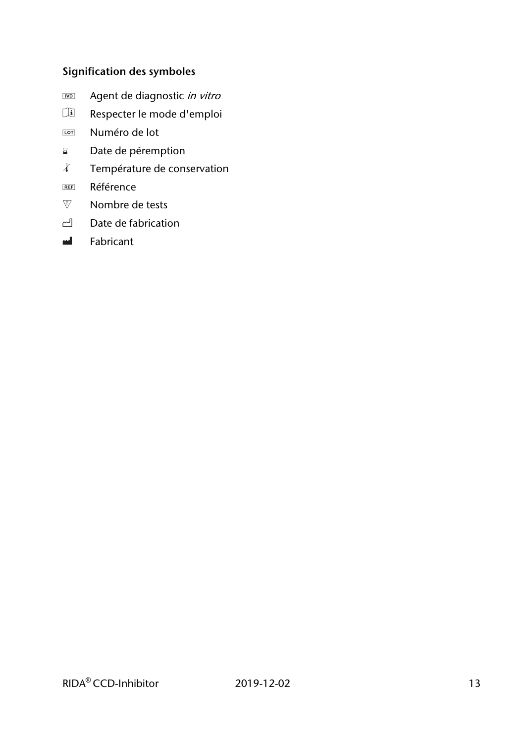**Signification des symboles**

IVD Agent de diagnostic *in vitro*

Respecter le mode d'emploi

LOT Numéro de lot

Date de péremption

Température de conservation

REF Référence

Nombre de tests

Date de fabrication

Fabricant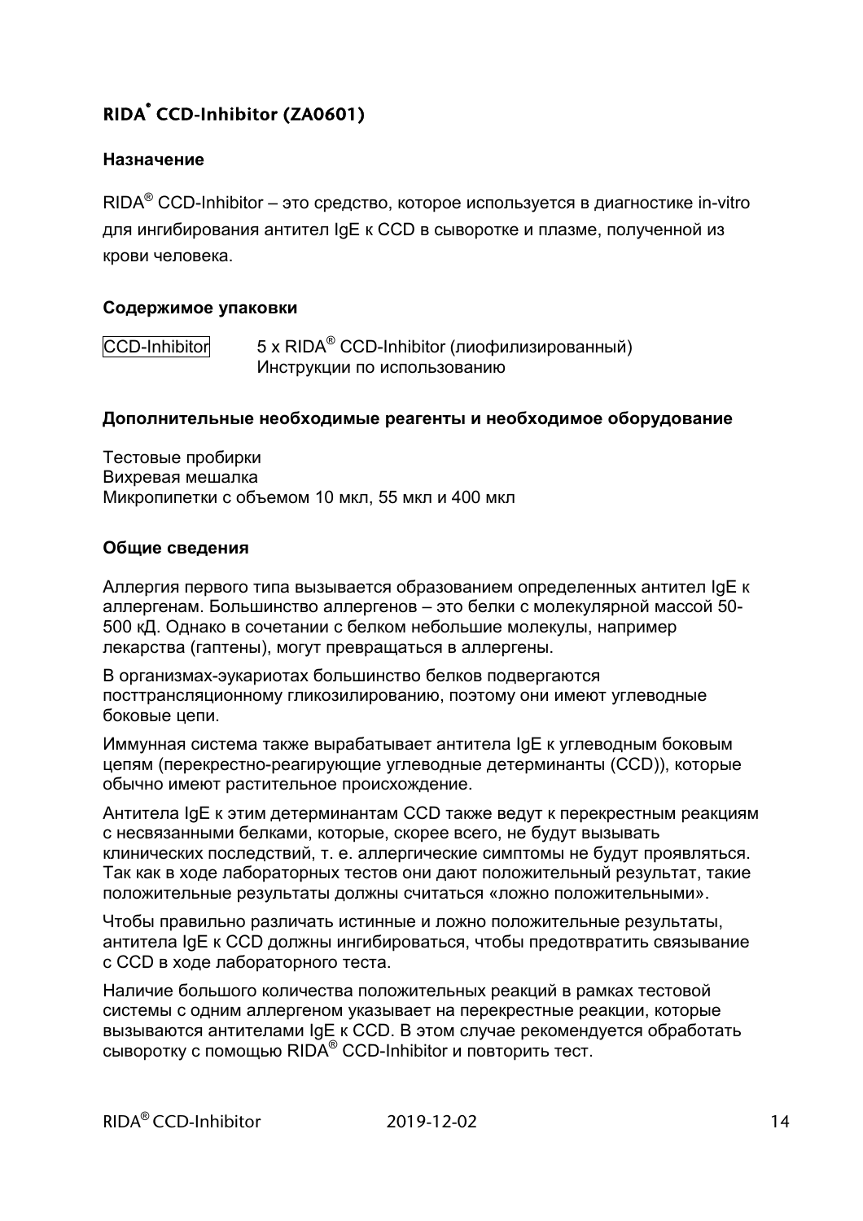# RIDA® CCD-Inhibitor (ZA0601)

### Назначение

RIDA® CCD-Inhibitor – это средство, которое используется в диагностике in-vitro для ингибирования антител IgE к CCD в сыворотке и плазме, полученной из крови человека.

### Содержимое упаковки

| CCD-Inhibitor | 5 x RIDA® CCD-Inhibitor (лиофилизированный) Инструкции по использованию |
|---|---|

### Дополнительные необходимые реагенты и необходимое оборудование

Тестовые пробирки
Вихревая мешалка
Микропипетки с объемом 10 мкл, 55 мкл и 400 мкл

### Общие сведения

Аллергия первого типа вызывается образованием определенных антител IgE к аллергенам. Большинство аллергенов – это белки с молекулярной массой 50-500 кД. Однако в сочетании с белком небольшие молекулы, например лекарства (гаптены), могут превращаться в аллергены.

В организмах-эукариотах большинство белков подвергаются посттрансляционному гликозилированию, поэтому они имеют углеводные боковые цепи.

Иммунная система также вырабатывает антитела IgE к углеводным боковым цепям (перекрестно-реагирующие углеводные детерминанты (CCD)), которые обычно имеют растительное происхождение.

Антитела IgE к этим детерминантам CCD также ведут к перекрестным реакциям с несвязанными белками, которые, скорее всего, не будут вызывать клинических последствий, т. е. аллергические симптомы не будут проявляться. Так как в ходе лабораторных тестов они дают положительный результат, такие положительные результаты должны считаться «ложно положительными».

Чтобы правильно различать истинные и ложно положительные результаты, антитела IgE к CCD должны ингибироваться, чтобы предотвратить связывание с CCD в ходе лабораторного теста.

Наличие большого количества положительных реакций в рамках тестовой системы с одним аллергеном указывает на перекрестные реакции, которые вызываются антителами IgE к CCD. В этом случае рекомендуется обработать сыворотку с помощью RIDA® CCD-Inhibitor и повторить тест.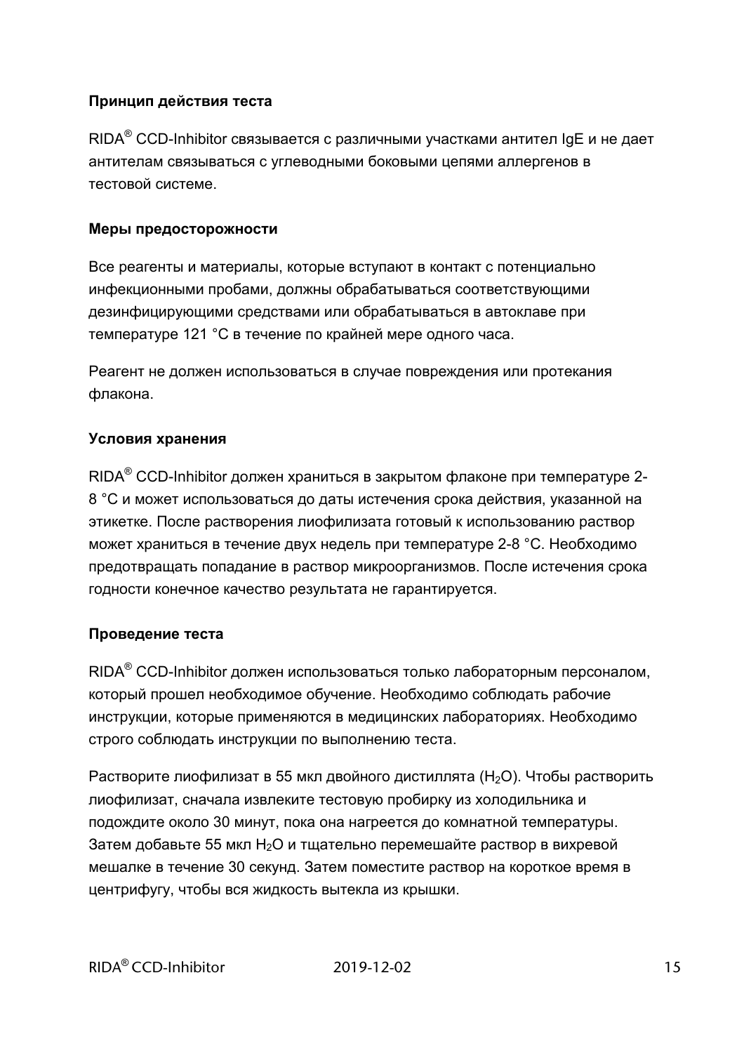### Принцип действия теста

RIDA® CCD-Inhibitor связывается с различными участками антител IgE и не дает антителам связываться с углеводными боковыми цепями аллергенов в тестовой системе.

### Меры предосторожности

Все реагенты и материалы, которые вступают в контакт с потенциально инфекционными пробами, должны обрабатываться соответствующими дезинфицирующими средствами или обрабатываться в автоклаве при температуре 121 °C в течение по крайней мере одного часа.

Реагент не должен использоваться в случае повреждения или протекания флакона.

### Условия хранения

RIDA® CCD-Inhibitor должен храниться в закрытом флаконе при температуре 2-8 °C и может использоваться до даты истечения срока действия, указанной на этикетке. После растворения лиофилизата готовый к использованию раствор может храниться в течение двух недель при температуре 2-8 °C. Необходимо предотвращать попадание в раствор микроорганизмов. После истечения срока годности конечное качество результата не гарантируется.

### Проведение теста

RIDA® CCD-Inhibitor должен использоваться только лабораторным персоналом, который прошел необходимое обучение. Необходимо соблюдать рабочие инструкции, которые применяются в медицинских лабораториях. Необходимо строго соблюдать инструкции по выполнению теста.

Растворите лиофилизат в 55 мкл двойного дистиллята ($H_2O$). Чтобы растворить лиофилизат, сначала извлеките тестовую пробирку из холодильника и подождите около 30 минут, пока она нагреется до комнатной температуры. Затем добавьте 55 мкл $H_2O$ и тщательно перемешайте раствор в вихревой мешалке в течение 30 секунд. Затем поместите раствор на короткое время в центрифугу, чтобы вся жидкость вытекла из крышки.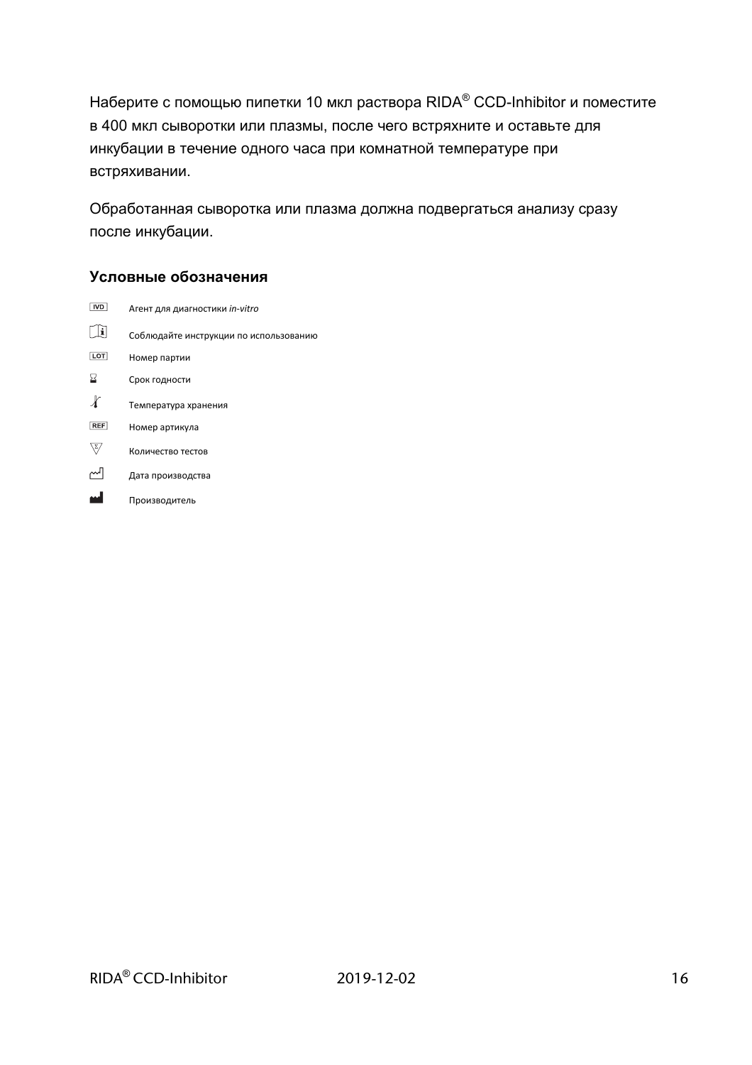Наберите с помощью пипетки 10 мкл раствора RIDA® CCD-Inhibitor и поместите в 400 мкл сыворотки или плазмы, после чего встряхните и оставьте для инкубации в течение одного часа при комнатной температуре при встряхивании.

Обработанная сыворотка или плазма должна подвергаться анализу сразу после инкубации.

### Условные обозначения

| | |
|---|---|
| IVD | Агент для диагностики *in-vitro* |
| i | Соблюдайте инструкции по использованию |
| LOT | Номер партии |
| ⌛ | Срок годности |
| 🌡 | Температура хранения |
| REF | Номер артикула |
| Σ | Количество тестов |
| | Дата производства |
| | Производитель |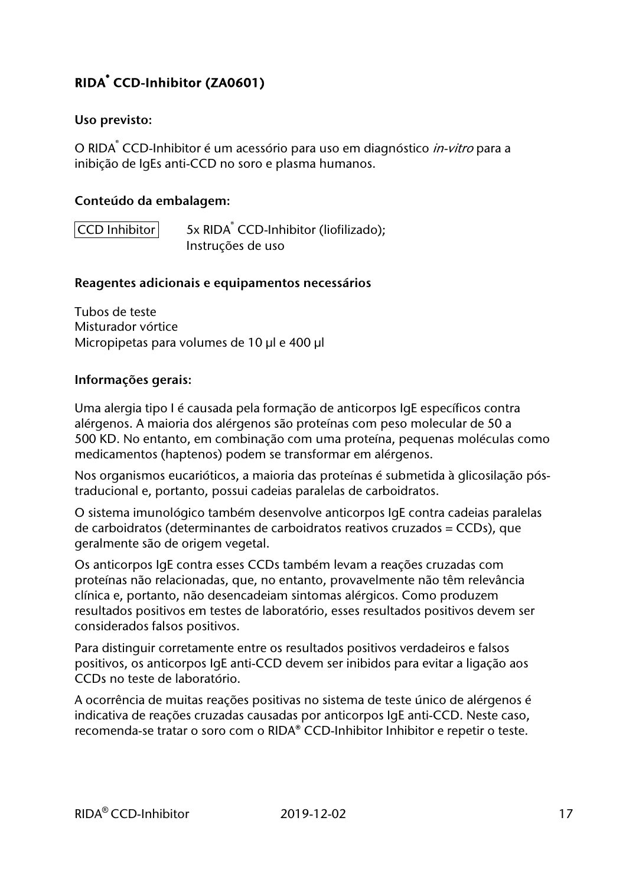# RIDA® CCD-Inhibitor (ZA0601)

**Uso previsto:**

O RIDA® CCD-Inhibitor é um acessório para uso em diagnóstico *in-vitro* para a inibição de IgEs anti-CCD no soro e plasma humanos.

**Conteúdo da embalagem:**

| CCD Inhibitor | 5x RIDA® CCD-Inhibitor (liofilizado); Instruções de uso |
|---|---|

**Reagentes adicionais e equipamentos necessários**

Tubos de teste
Misturador vórtice
Micropipetas para volumes de 10 µl e 400 µl

**Informações gerais:**

Uma alergia tipo I é causada pela formação de anticorpos IgE específicos contra alérgenos. A maioria dos alérgenos são proteínas com peso molecular de 50 a 500 KD. No entanto, em combinação com uma proteína, pequenas moléculas como medicamentos (haptenos) podem se transformar em alérgenos.

Nos organismos eucarióticos, a maioria das proteínas é submetida à glicosilação pós-traducional e, portanto, possui cadeias paralelas de carboidratos.

O sistema imunológico também desenvolve anticorpos IgE contra cadeias paralelas de carboidratos (determinantes de carboidratos reativos cruzados = CCDs), que geralmente são de origem vegetal.

Os anticorpos IgE contra esses CCDs também levam a reações cruzadas com proteínas não relacionadas, que, no entanto, provavelmente não têm relevância clínica e, portanto, não desencadeiam sintomas alérgicos. Como produzem resultados positivos em testes de laboratório, esses resultados positivos devem ser considerados falsos positivos.

Para distinguir corretamente entre os resultados positivos verdadeiros e falsos positivos, os anticorpos IgE anti-CCD devem ser inibidos para evitar a ligação aos CCDs no teste de laboratório.

A ocorrência de muitas reações positivas no sistema de teste único de alérgenos é indicativa de reações cruzadas causadas por anticorpos IgE anti-CCD. Neste caso, recomenda-se tratar o soro com o RIDA® CCD-Inhibitor Inhibitor e repetir o teste.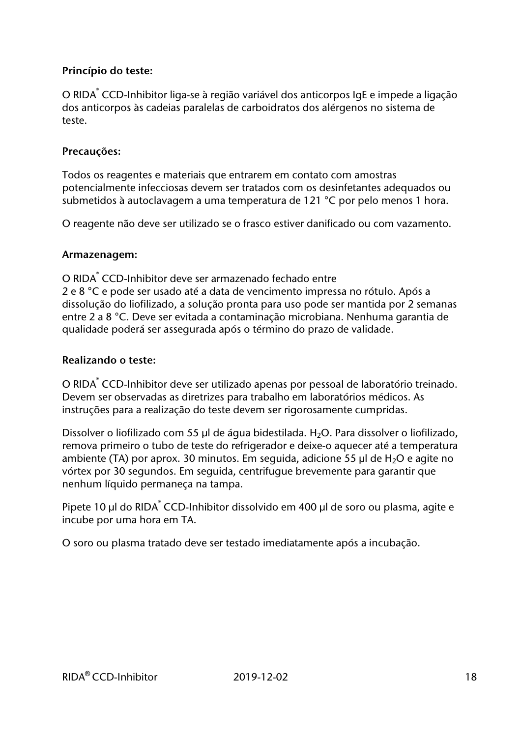**Princípio do teste:**

O RIDA® CCD-Inhibitor liga-se à região variável dos anticorpos IgE e impede a ligação dos anticorpos às cadeias paralelas de carboidratos dos alérgenos no sistema de teste.

**Precauções:**

Todos os reagentes e materiais que entrarem em contato com amostras potencialmente infecciosas devem ser tratados com os desinfetantes adequados ou submetidos à autoclavagem a uma temperatura de 121 °C por pelo menos 1 hora.

O reagente não deve ser utilizado se o frasco estiver danificado ou com vazamento.

**Armazenagem:**

O RIDA® CCD-Inhibitor deve ser armazenado fechado entre
2 e 8 °C e pode ser usado até a data de vencimento impressa no rótulo. Após a dissolução do liofilizado, a solução pronta para uso pode ser mantida por 2 semanas entre 2 a 8 °C. Deve ser evitada a contaminação microbiana. Nenhuma garantia de qualidade poderá ser assegurada após o término do prazo de validade.

**Realizando o teste:**

O RIDA® CCD-Inhibitor deve ser utilizado apenas por pessoal de laboratório treinado. Devem ser observadas as diretrizes para trabalho em laboratórios médicos. As instruções para a realização do teste devem ser rigorosamente cumpridas.

Dissolver o liofilizado com 55 µl de água bidestilada. $H_2O$. Para dissolver o liofilizado, remova primeiro o tubo de teste do refrigerador e deixe-o aquecer até a temperatura ambiente (TA) por aprox. 30 minutos. Em seguida, adicione 55 µl de $H_2O$ e agite no vórtex por 30 segundos. Em seguida, centrifugue brevemente para garantir que nenhum líquido permaneça na tampa.

Pipete 10 µl do RIDA® CCD-Inhibitor dissolvido em 400 µl de soro ou plasma, agite e incube por uma hora em TA.

O soro ou plasma tratado deve ser testado imediatamente após a incubação.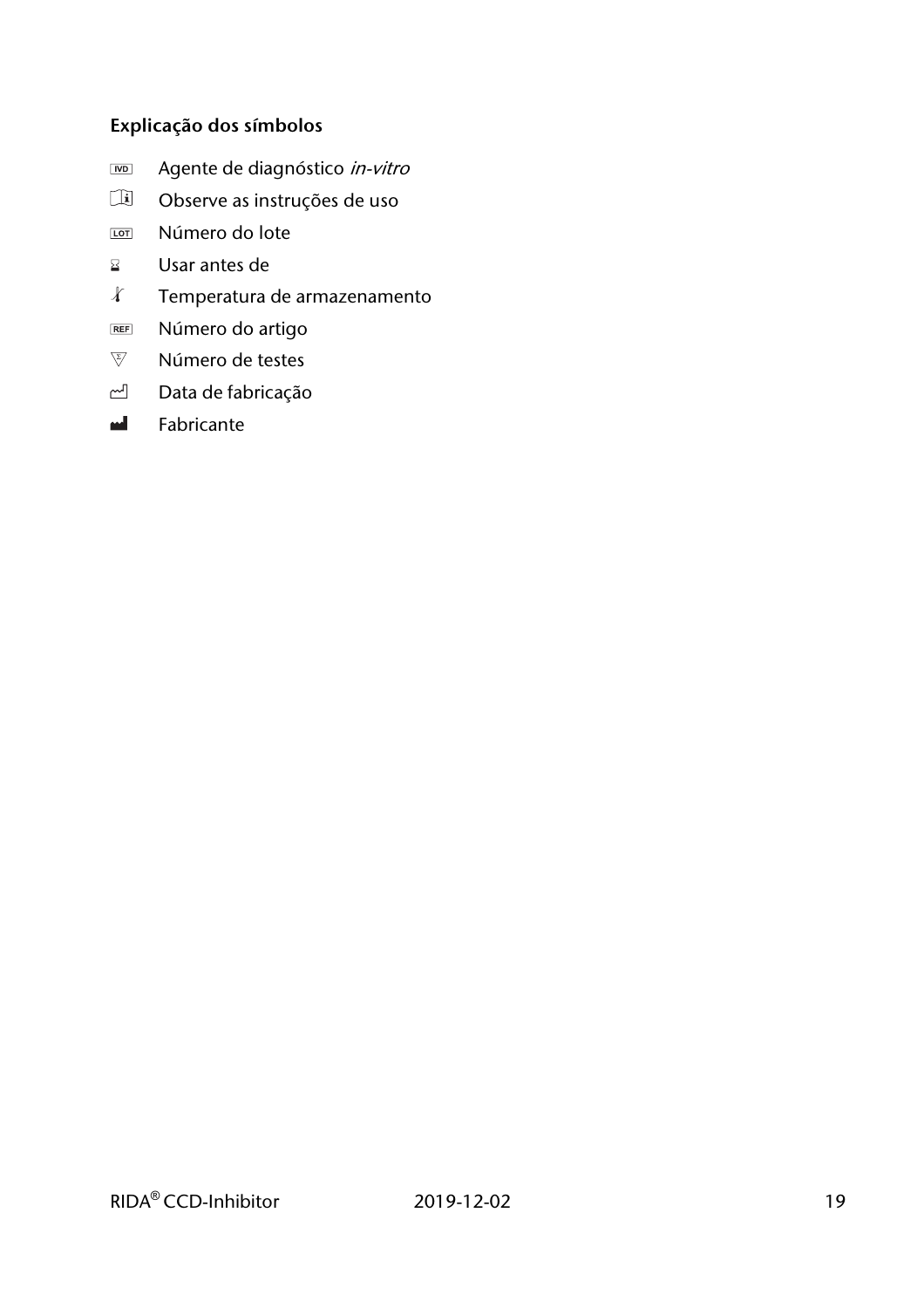### Explicação dos símbolos

- IVD Agente de diagnóstico *in-vitro*
- Observe as instruções de uso
- LOT Número do lote
- Usar antes de
- Temperatura de armazenamento
- REF Número do artigo
- Número de testes
- Data de fabricação
- Fabricante